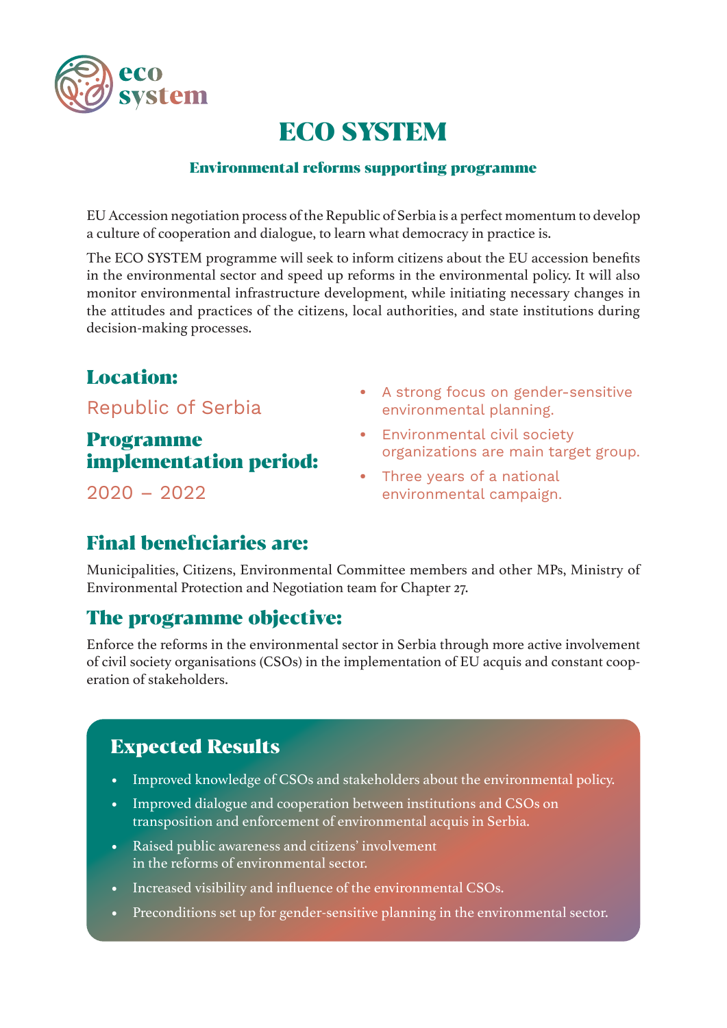# ECO SYSTEM

### Environmental reforms supporting programme

EU Accession negotiation process of the Republic of Serbia is a perfect momentum to develop a culture of cooperation and dialogue, to learn what democracy in practice is.

The ECO SYSTEM programme will seek to inform citizens about the EU accession benefits in the environmental sector and speed up reforms in the environmental policy. It will also monitor environmental infrastructure development, while initiating necessary changes in the attitudes and practices of the citizens, local authorities, and state institutions during decision-making processes.

## Location:

Republic of Serbia

## Programme implementation period:

2020 – 2022

- A strong focus on gender-sensitive environmental planning.
- Environmental civil society organizations are main target group.
- Three years of a national environmental campaign.

## Final beneficiaries are:

Municipalities, Citizens, Environmental Committee members and other MPs, Ministry of Environmental Protection and Negotiation team for Chapter 27.

## The programme objective:

Enforce the reforms in the environmental sector in Serbia through more active involvement of civil society organisations (CSOs) in the implementation of EU acquis and constant cooperation of stakeholders.

## Expected Results

- Improved knowledge of CSOs and stakeholders about the environmental policy.
- Improved dialogue and cooperation between institutions and CSOs on transposition and enforcement of environmental acquis in Serbia.
- Raised public awareness and citizens' involvement in the reforms of environmental sector.
- Increased visibility and influence of the environmental CSOs.
- Preconditions set up for gender-sensitive planning in the environmental sector.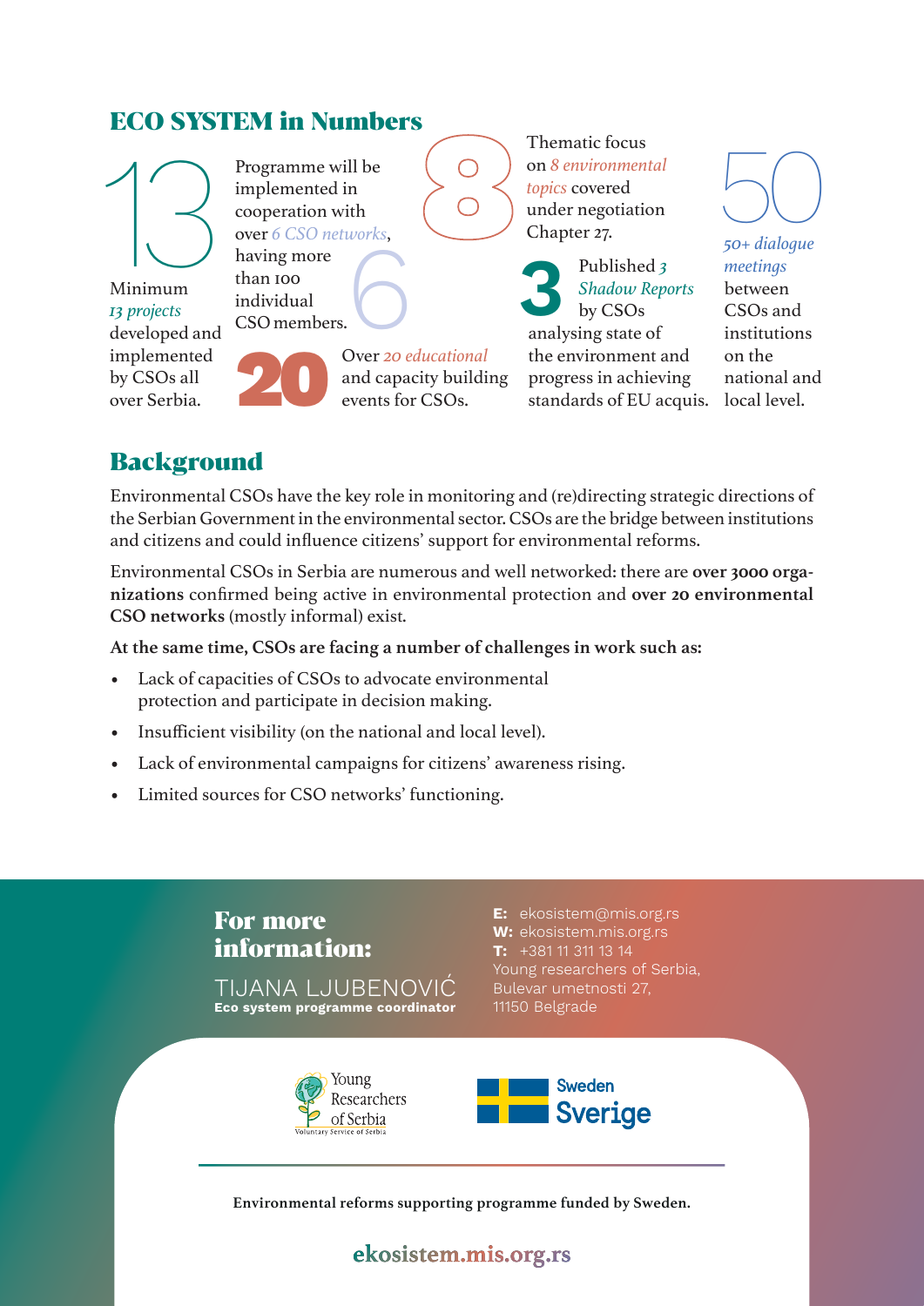## ECO SYSTEM in Numbers

**13**
Minimum *13 projects* developed and implemented by CSOs all over Serbia.

**6**
Programme will be implemented in cooperation with over *6 CSO networks*, having more than 100 individual CSO members.

**20**
Over *20 educational* and capacity building events for CSOs.

**8**
Thematic focus on *8 environmental topics* covered under negotiation Chapter 27.

**3**
Published *3 Shadow Reports* by CSOs analysing state of the environment and progress in achieving standards of EU acquis.

**50**
*50+ dialogue meetings* between CSOs and institutions on the national and local level.

## Background

Environmental CSOs have the key role in monitoring and (re)directing strategic directions of the Serbian Government in the environmental sector. CSOs are the bridge between institutions and citizens and could influence citizens' support for environmental reforms.

Environmental CSOs in Serbia are numerous and well networked: there are **over 3000 organizations** confirmed being active in environmental protection and **over 20 environmental CSO networks** (mostly informal) exist.

**At the same time, CSOs are facing a number of challenges in work such as:**

- Lack of capacities of CSOs to advocate environmental protection and participate in decision making.
- Insufficient visibility (on the national and local level).
- Lack of environmental campaigns for citizens' awareness rising.
- Limited sources for CSO networks' functioning.

## For more information:

TIJANA LJUBENOVIĆ
**Eco system programme coordinator**

**E:** ekosistem@mis.org.rs
**W:** ekosistem.mis.org.rs
**T:** +381 11 311 13 14
Young researchers of Serbia,
Bulevar umetnosti 27,
11150 Belgrade

Young Researchers of Serbia
Voluntary Service of Serbia

Sweden
Sverige

**Environmental reforms supporting programme funded by Sweden.**

**ekosistem.mis.org.rs**